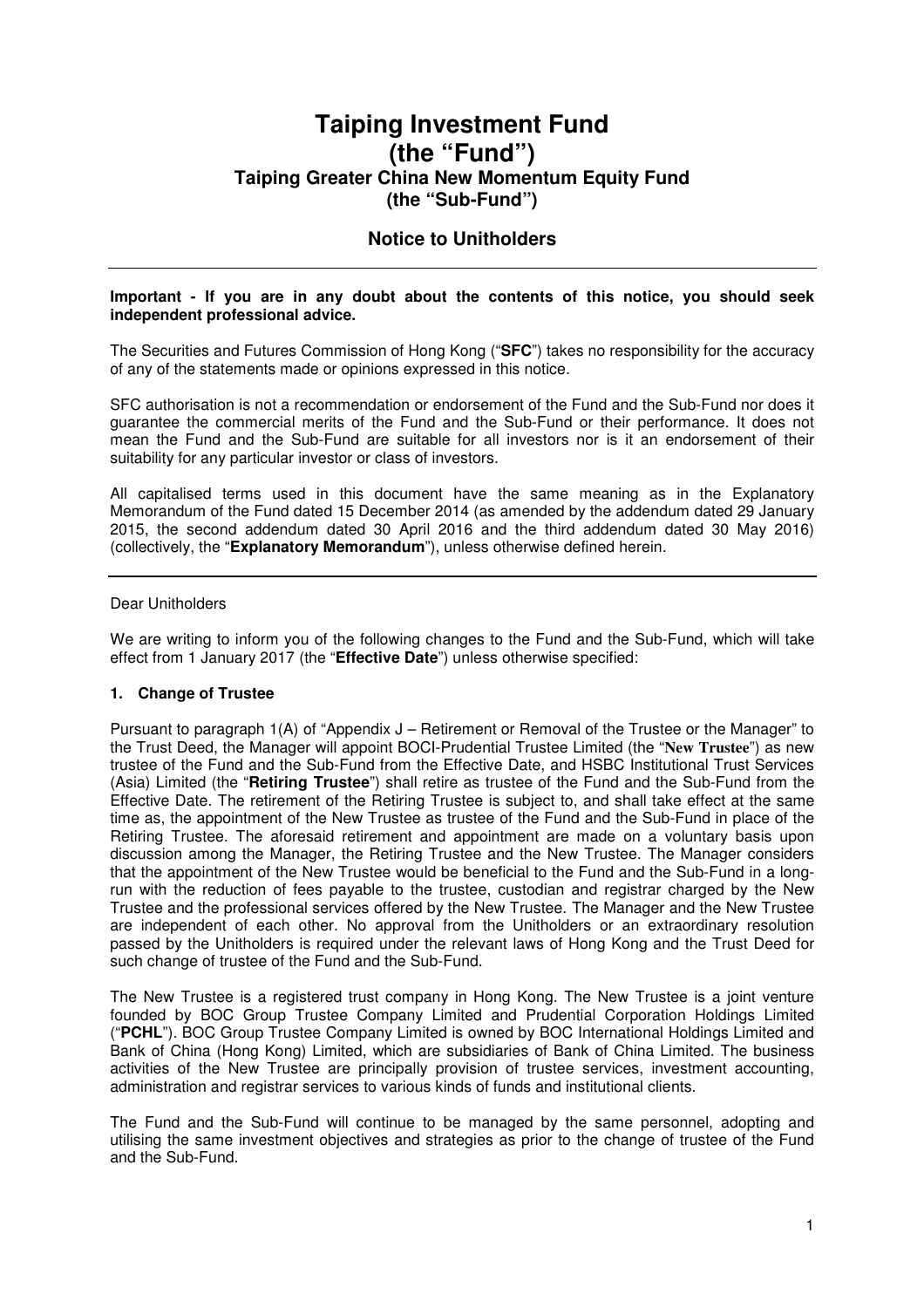# Taiping Investment Fund
# (the "Fund")
## Taiping Greater China New Momentum Equity Fund
## (the "Sub-Fund")

## Notice to Unitholders

---

**Important - If you are in any doubt about the contents of this notice, you should seek independent professional advice.**

The Securities and Futures Commission of Hong Kong ("**SFC**") takes no responsibility for the accuracy of any of the statements made or opinions expressed in this notice.

SFC authorisation is not a recommendation or endorsement of the Fund and the Sub-Fund nor does it guarantee the commercial merits of the Fund and the Sub-Fund or their performance. It does not mean the Fund and the Sub-Fund are suitable for all investors nor is it an endorsement of their suitability for any particular investor or class of investors.

All capitalised terms used in this document have the same meaning as in the Explanatory Memorandum of the Fund dated 15 December 2014 (as amended by the addendum dated 29 January 2015, the second addendum dated 30 April 2016 and the third addendum dated 30 May 2016) (collectively, the "**Explanatory Memorandum**"), unless otherwise defined herein.

---

Dear Unitholders

We are writing to inform you of the following changes to the Fund and the Sub-Fund, which will take effect from 1 January 2017 (the "**Effective Date**") unless otherwise specified:

### 1. Change of Trustee

Pursuant to paragraph 1(A) of "Appendix J – Retirement or Removal of the Trustee or the Manager" to the Trust Deed, the Manager will appoint BOCI-Prudential Trustee Limited (the "**New Trustee**") as new trustee of the Fund and the Sub-Fund from the Effective Date, and HSBC Institutional Trust Services (Asia) Limited (the "**Retiring Trustee**") shall retire as trustee of the Fund and the Sub-Fund from the Effective Date. The retirement of the Retiring Trustee is subject to, and shall take effect at the same time as, the appointment of the New Trustee as trustee of the Fund and the Sub-Fund in place of the Retiring Trustee. The aforesaid retirement and appointment are made on a voluntary basis upon discussion among the Manager, the Retiring Trustee and the New Trustee. The Manager considers that the appointment of the New Trustee would be beneficial to the Fund and the Sub-Fund in a long-run with the reduction of fees payable to the trustee, custodian and registrar charged by the New Trustee and the professional services offered by the New Trustee. The Manager and the New Trustee are independent of each other. No approval from the Unitholders or an extraordinary resolution passed by the Unitholders is required under the relevant laws of Hong Kong and the Trust Deed for such change of trustee of the Fund and the Sub-Fund.

The New Trustee is a registered trust company in Hong Kong. The New Trustee is a joint venture founded by BOC Group Trustee Company Limited and Prudential Corporation Holdings Limited ("**PCHL**"). BOC Group Trustee Company Limited is owned by BOC International Holdings Limited and Bank of China (Hong Kong) Limited, which are subsidiaries of Bank of China Limited. The business activities of the New Trustee are principally provision of trustee services, investment accounting, administration and registrar services to various kinds of funds and institutional clients.

The Fund and the Sub-Fund will continue to be managed by the same personnel, adopting and utilising the same investment objectives and strategies as prior to the change of trustee of the Fund and the Sub-Fund.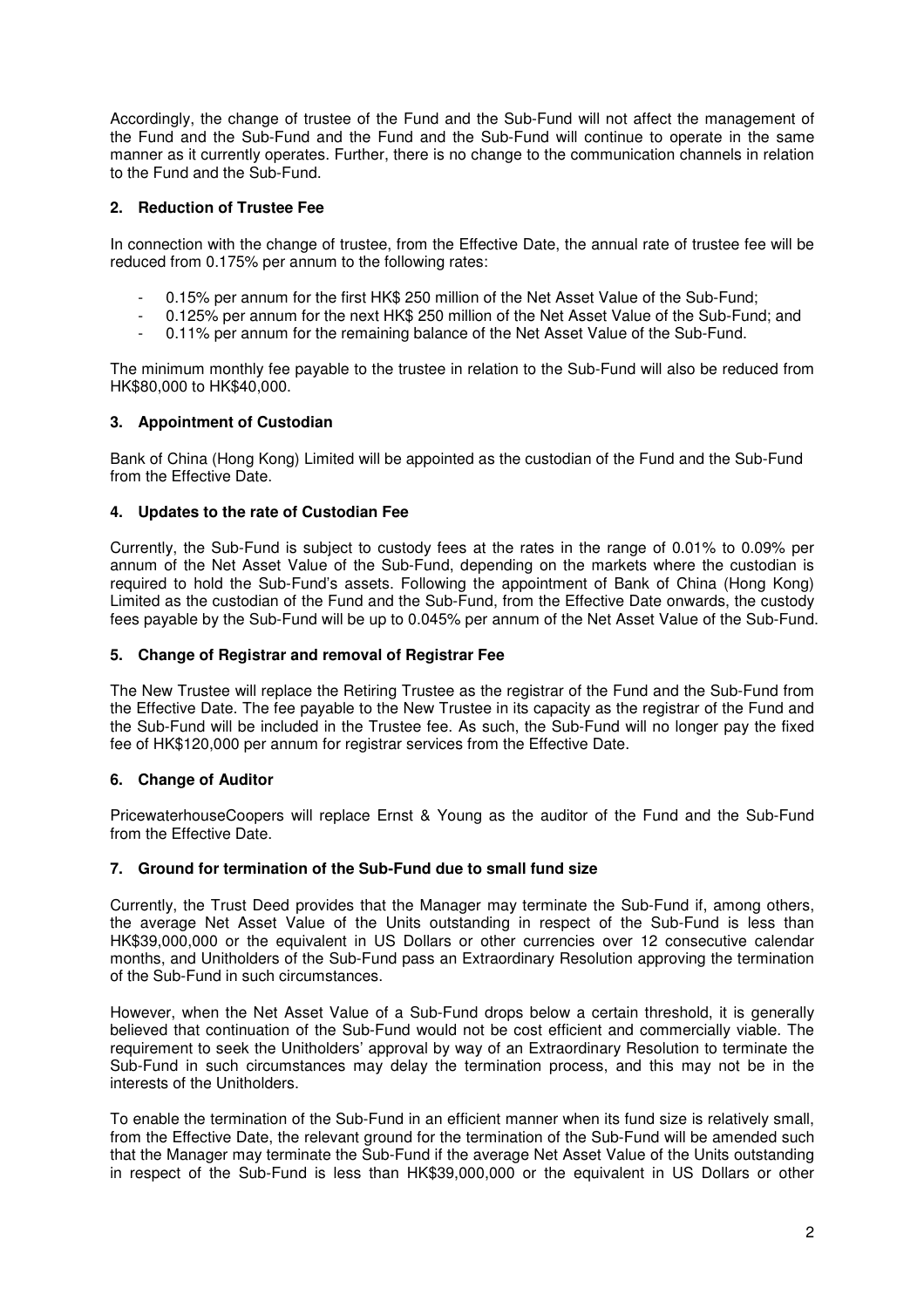Accordingly, the change of trustee of the Fund and the Sub-Fund will not affect the management of the Fund and the Sub-Fund and the Fund and the Sub-Fund will continue to operate in the same manner as it currently operates. Further, there is no change to the communication channels in relation to the Fund and the Sub-Fund.

### 2. Reduction of Trustee Fee

In connection with the change of trustee, from the Effective Date, the annual rate of trustee fee will be reduced from 0.175% per annum to the following rates:

- 0.15% per annum for the first HK$ 250 million of the Net Asset Value of the Sub-Fund;
- 0.125% per annum for the next HK$ 250 million of the Net Asset Value of the Sub-Fund; and
- 0.11% per annum for the remaining balance of the Net Asset Value of the Sub-Fund.

The minimum monthly fee payable to the trustee in relation to the Sub-Fund will also be reduced from HK$80,000 to HK$40,000.

### 3. Appointment of Custodian

Bank of China (Hong Kong) Limited will be appointed as the custodian of the Fund and the Sub-Fund from the Effective Date.

### 4. Updates to the rate of Custodian Fee

Currently, the Sub-Fund is subject to custody fees at the rates in the range of 0.01% to 0.09% per annum of the Net Asset Value of the Sub-Fund, depending on the markets where the custodian is required to hold the Sub-Fund's assets. Following the appointment of Bank of China (Hong Kong) Limited as the custodian of the Fund and the Sub-Fund, from the Effective Date onwards, the custody fees payable by the Sub-Fund will be up to 0.045% per annum of the Net Asset Value of the Sub-Fund.

### 5. Change of Registrar and removal of Registrar Fee

The New Trustee will replace the Retiring Trustee as the registrar of the Fund and the Sub-Fund from the Effective Date. The fee payable to the New Trustee in its capacity as the registrar of the Fund and the Sub-Fund will be included in the Trustee fee. As such, the Sub-Fund will no longer pay the fixed fee of HK$120,000 per annum for registrar services from the Effective Date.

### 6. Change of Auditor

PricewaterhouseCoopers will replace Ernst & Young as the auditor of the Fund and the Sub-Fund from the Effective Date.

### 7. Ground for termination of the Sub-Fund due to small fund size

Currently, the Trust Deed provides that the Manager may terminate the Sub-Fund if, among others, the average Net Asset Value of the Units outstanding in respect of the Sub-Fund is less than HK$39,000,000 or the equivalent in US Dollars or other currencies over 12 consecutive calendar months, and Unitholders of the Sub-Fund pass an Extraordinary Resolution approving the termination of the Sub-Fund in such circumstances.

However, when the Net Asset Value of a Sub-Fund drops below a certain threshold, it is generally believed that continuation of the Sub-Fund would not be cost efficient and commercially viable. The requirement to seek the Unitholders' approval by way of an Extraordinary Resolution to terminate the Sub-Fund in such circumstances may delay the termination process, and this may not be in the interests of the Unitholders.

To enable the termination of the Sub-Fund in an efficient manner when its fund size is relatively small, from the Effective Date, the relevant ground for the termination of the Sub-Fund will be amended such that the Manager may terminate the Sub-Fund if the average Net Asset Value of the Units outstanding in respect of the Sub-Fund is less than HK$39,000,000 or the equivalent in US Dollars or other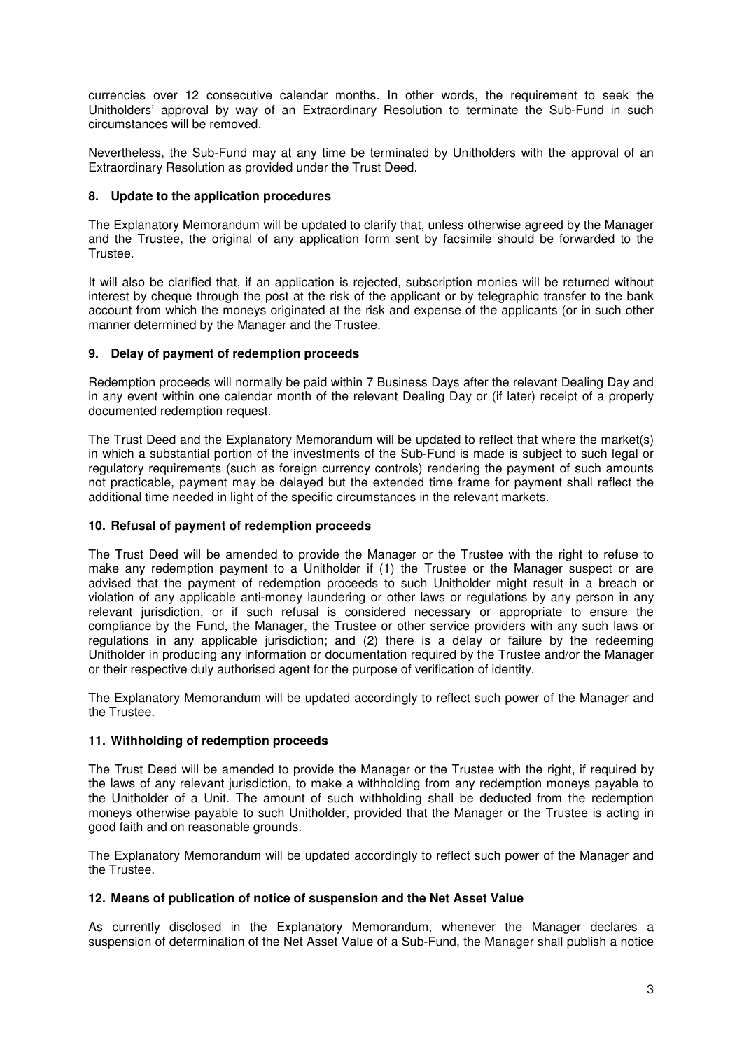currencies over 12 consecutive calendar months. In other words, the requirement to seek the Unitholders' approval by way of an Extraordinary Resolution to terminate the Sub-Fund in such circumstances will be removed.

Nevertheless, the Sub-Fund may at any time be terminated by Unitholders with the approval of an Extraordinary Resolution as provided under the Trust Deed.

## 8. Update to the application procedures

The Explanatory Memorandum will be updated to clarify that, unless otherwise agreed by the Manager and the Trustee, the original of any application form sent by facsimile should be forwarded to the Trustee.

It will also be clarified that, if an application is rejected, subscription monies will be returned without interest by cheque through the post at the risk of the applicant or by telegraphic transfer to the bank account from which the moneys originated at the risk and expense of the applicants (or in such other manner determined by the Manager and the Trustee.

## 9. Delay of payment of redemption proceeds

Redemption proceeds will normally be paid within 7 Business Days after the relevant Dealing Day and in any event within one calendar month of the relevant Dealing Day or (if later) receipt of a properly documented redemption request.

The Trust Deed and the Explanatory Memorandum will be updated to reflect that where the market(s) in which a substantial portion of the investments of the Sub-Fund is made is subject to such legal or regulatory requirements (such as foreign currency controls) rendering the payment of such amounts not practicable, payment may be delayed but the extended time frame for payment shall reflect the additional time needed in light of the specific circumstances in the relevant markets.

## 10. Refusal of payment of redemption proceeds

The Trust Deed will be amended to provide the Manager or the Trustee with the right to refuse to make any redemption payment to a Unitholder if (1) the Trustee or the Manager suspect or are advised that the payment of redemption proceeds to such Unitholder might result in a breach or violation of any applicable anti-money laundering or other laws or regulations by any person in any relevant jurisdiction, or if such refusal is considered necessary or appropriate to ensure the compliance by the Fund, the Manager, the Trustee or other service providers with any such laws or regulations in any applicable jurisdiction; and (2) there is a delay or failure by the redeeming Unitholder in producing any information or documentation required by the Trustee and/or the Manager or their respective duly authorised agent for the purpose of verification of identity.

The Explanatory Memorandum will be updated accordingly to reflect such power of the Manager and the Trustee.

## 11. Withholding of redemption proceeds

The Trust Deed will be amended to provide the Manager or the Trustee with the right, if required by the laws of any relevant jurisdiction, to make a withholding from any redemption moneys payable to the Unitholder of a Unit. The amount of such withholding shall be deducted from the redemption moneys otherwise payable to such Unitholder, provided that the Manager or the Trustee is acting in good faith and on reasonable grounds.

The Explanatory Memorandum will be updated accordingly to reflect such power of the Manager and the Trustee.

## 12. Means of publication of notice of suspension and the Net Asset Value

As currently disclosed in the Explanatory Memorandum, whenever the Manager declares a suspension of determination of the Net Asset Value of a Sub-Fund, the Manager shall publish a notice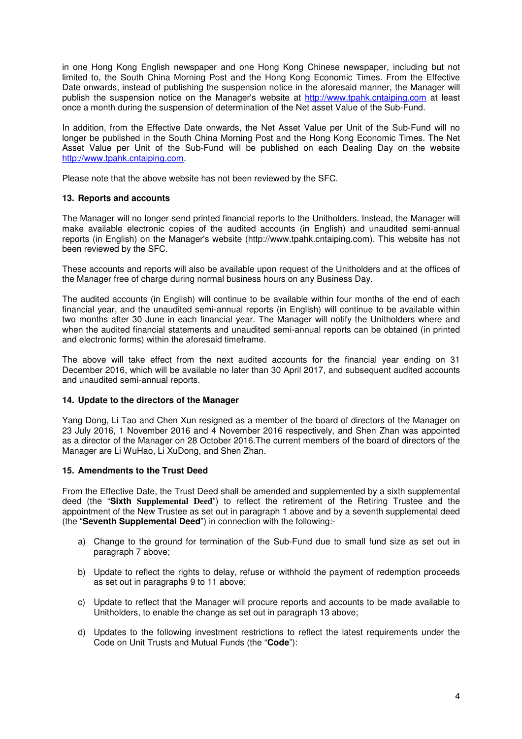in one Hong Kong English newspaper and one Hong Kong Chinese newspaper, including but not limited to, the South China Morning Post and the Hong Kong Economic Times. From the Effective Date onwards, instead of publishing the suspension notice in the aforesaid manner, the Manager will publish the suspension notice on the Manager's website at http://www.tpahk.cntaiping.com at least once a month during the suspension of determination of the Net asset Value of the Sub-Fund.

In addition, from the Effective Date onwards, the Net Asset Value per Unit of the Sub-Fund will no longer be published in the South China Morning Post and the Hong Kong Economic Times. The Net Asset Value per Unit of the Sub-Fund will be published on each Dealing Day on the website http://www.tpahk.cntaiping.com.

Please note that the above website has not been reviewed by the SFC.

**13. Reports and accounts**

The Manager will no longer send printed financial reports to the Unitholders. Instead, the Manager will make available electronic copies of the audited accounts (in English) and unaudited semi-annual reports (in English) on the Manager's website (http://www.tpahk.cntaiping.com). This website has not been reviewed by the SFC.

These accounts and reports will also be available upon request of the Unitholders and at the offices of the Manager free of charge during normal business hours on any Business Day.

The audited accounts (in English) will continue to be available within four months of the end of each financial year, and the unaudited semi-annual reports (in English) will continue to be available within two months after 30 June in each financial year. The Manager will notify the Unitholders where and when the audited financial statements and unaudited semi-annual reports can be obtained (in printed and electronic forms) within the aforesaid timeframe.

The above will take effect from the next audited accounts for the financial year ending on 31 December 2016, which will be available no later than 30 April 2017, and subsequent audited accounts and unaudited semi-annual reports.

**14. Update to the directors of the Manager**

Yang Dong, Li Tao and Chen Xun resigned as a member of the board of directors of the Manager on 23 July 2016, 1 November 2016 and 4 November 2016 respectively, and Shen Zhan was appointed as a director of the Manager on 28 October 2016.The current members of the board of directors of the Manager are Li WuHao, Li XuDong, and Shen Zhan.

**15. Amendments to the Trust Deed**

From the Effective Date, the Trust Deed shall be amended and supplemented by a sixth supplemental deed (the "**Sixth Supplemental Deed**") to reflect the retirement of the Retiring Trustee and the appointment of the New Trustee as set out in paragraph 1 above and by a seventh supplemental deed (the "**Seventh Supplemental Deed**") in connection with the following:-

a) Change to the ground for termination of the Sub-Fund due to small fund size as set out in paragraph 7 above;

b) Update to reflect the rights to delay, refuse or withhold the payment of redemption proceeds as set out in paragraphs 9 to 11 above;

c) Update to reflect that the Manager will procure reports and accounts to be made available to Unitholders, to enable the change as set out in paragraph 13 above;

d) Updates to the following investment restrictions to reflect the latest requirements under the Code on Unit Trusts and Mutual Funds (the "**Code**"):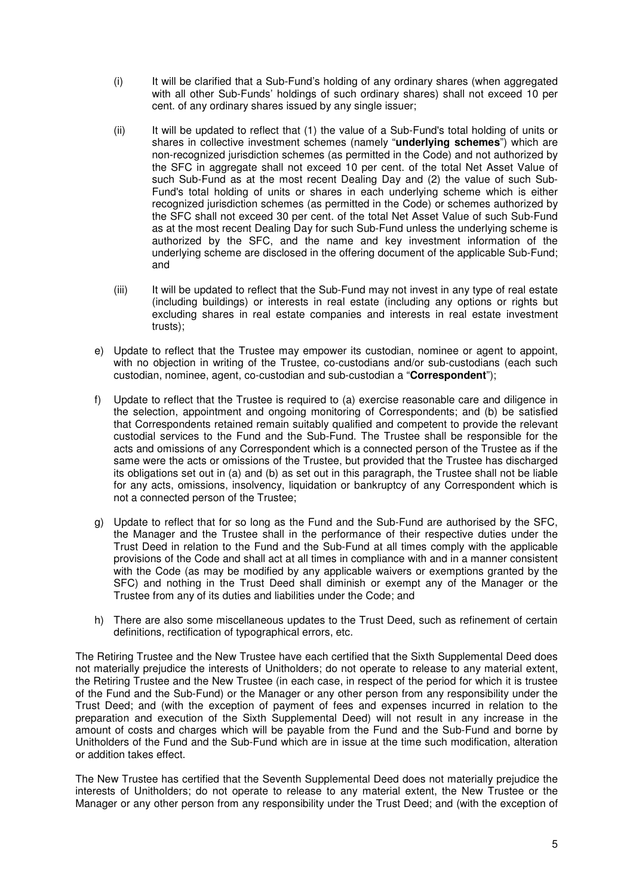(i) It will be clarified that a Sub-Fund's holding of any ordinary shares (when aggregated with all other Sub-Funds' holdings of such ordinary shares) shall not exceed 10 per cent. of any ordinary shares issued by any single issuer;

(ii) It will be updated to reflect that (1) the value of a Sub-Fund's total holding of units or shares in collective investment schemes (namely "**underlying schemes**") which are non-recognized jurisdiction schemes (as permitted in the Code) and not authorized by the SFC in aggregate shall not exceed 10 per cent. of the total Net Asset Value of such Sub-Fund as at the most recent Dealing Day and (2) the value of such Sub-Fund's total holding of units or shares in each underlying scheme which is either recognized jurisdiction schemes (as permitted in the Code) or schemes authorized by the SFC shall not exceed 30 per cent. of the total Net Asset Value of such Sub-Fund as at the most recent Dealing Day for such Sub-Fund unless the underlying scheme is authorized by the SFC, and the name and key investment information of the underlying scheme are disclosed in the offering document of the applicable Sub-Fund; and

(iii) It will be updated to reflect that the Sub-Fund may not invest in any type of real estate (including buildings) or interests in real estate (including any options or rights but excluding shares in real estate companies and interests in real estate investment trusts);

e) Update to reflect that the Trustee may empower its custodian, nominee or agent to appoint, with no objection in writing of the Trustee, co-custodians and/or sub-custodians (each such custodian, nominee, agent, co-custodian and sub-custodian a "**Correspondent**");

f) Update to reflect that the Trustee is required to (a) exercise reasonable care and diligence in the selection, appointment and ongoing monitoring of Correspondents; and (b) be satisfied that Correspondents retained remain suitably qualified and competent to provide the relevant custodial services to the Fund and the Sub-Fund. The Trustee shall be responsible for the acts and omissions of any Correspondent which is a connected person of the Trustee as if the same were the acts or omissions of the Trustee, but provided that the Trustee has discharged its obligations set out in (a) and (b) as set out in this paragraph, the Trustee shall not be liable for any acts, omissions, insolvency, liquidation or bankruptcy of any Correspondent which is not a connected person of the Trustee;

g) Update to reflect that for so long as the Fund and the Sub-Fund are authorised by the SFC, the Manager and the Trustee shall in the performance of their respective duties under the Trust Deed in relation to the Fund and the Sub-Fund at all times comply with the applicable provisions of the Code and shall act at all times in compliance with and in a manner consistent with the Code (as may be modified by any applicable waivers or exemptions granted by the SFC) and nothing in the Trust Deed shall diminish or exempt any of the Manager or the Trustee from any of its duties and liabilities under the Code; and

h) There are also some miscellaneous updates to the Trust Deed, such as refinement of certain definitions, rectification of typographical errors, etc.

The Retiring Trustee and the New Trustee have each certified that the Sixth Supplemental Deed does not materially prejudice the interests of Unitholders; do not operate to release to any material extent, the Retiring Trustee and the New Trustee (in each case, in respect of the period for which it is trustee of the Fund and the Sub-Fund) or the Manager or any other person from any responsibility under the Trust Deed; and (with the exception of payment of fees and expenses incurred in relation to the preparation and execution of the Sixth Supplemental Deed) will not result in any increase in the amount of costs and charges which will be payable from the Fund and the Sub-Fund and borne by Unitholders of the Fund and the Sub-Fund which are in issue at the time such modification, alteration or addition takes effect.

The New Trustee has certified that the Seventh Supplemental Deed does not materially prejudice the interests of Unitholders; do not operate to release to any material extent, the New Trustee or the Manager or any other person from any responsibility under the Trust Deed; and (with the exception of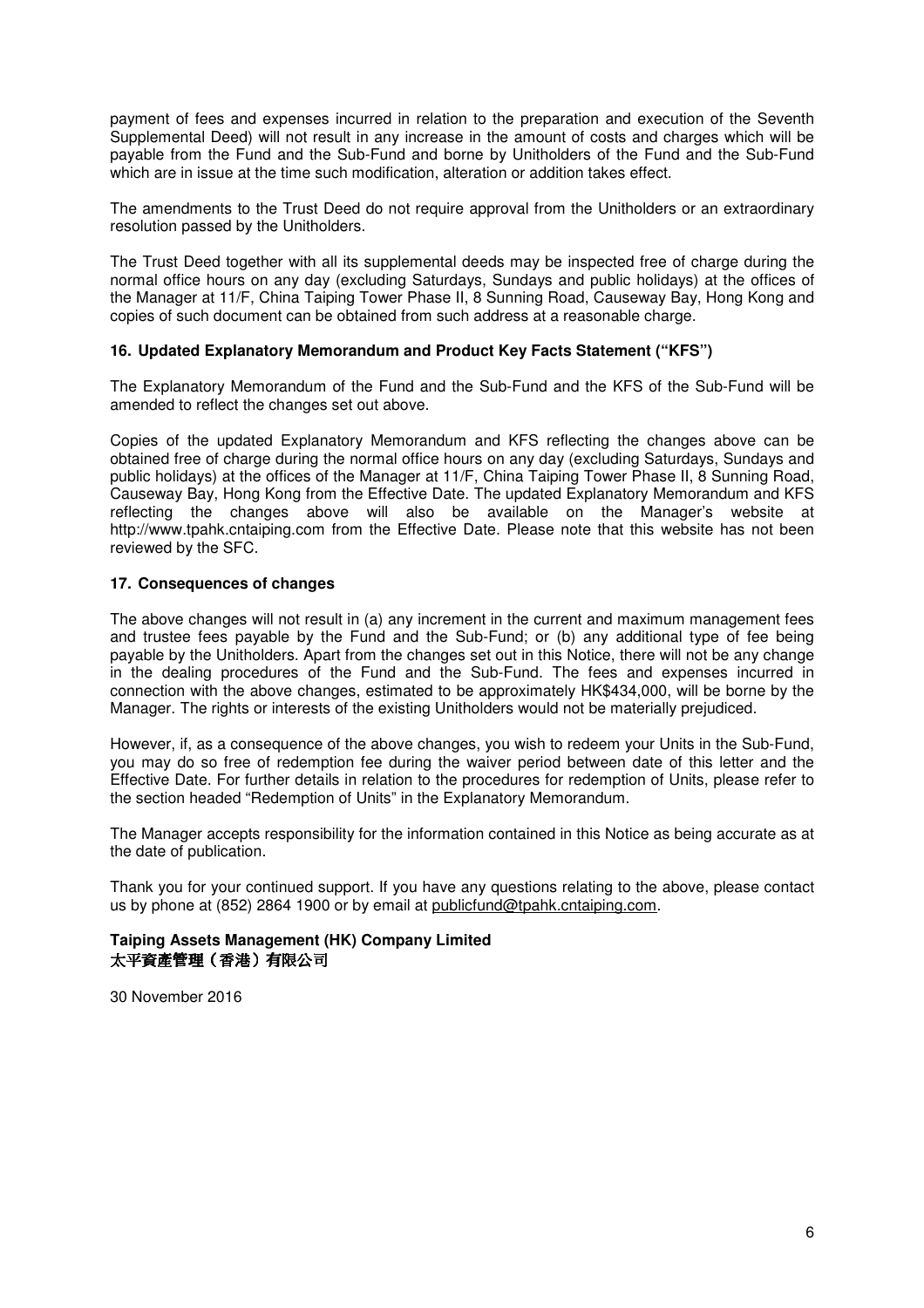payment of fees and expenses incurred in relation to the preparation and execution of the Seventh Supplemental Deed) will not result in any increase in the amount of costs and charges which will be payable from the Fund and the Sub-Fund and borne by Unitholders of the Fund and the Sub-Fund which are in issue at the time such modification, alteration or addition takes effect.

The amendments to the Trust Deed do not require approval from the Unitholders or an extraordinary resolution passed by the Unitholders.

The Trust Deed together with all its supplemental deeds may be inspected free of charge during the normal office hours on any day (excluding Saturdays, Sundays and public holidays) at the offices of the Manager at 11/F, China Taiping Tower Phase II, 8 Sunning Road, Causeway Bay, Hong Kong and copies of such document can be obtained from such address at a reasonable charge.

### 16. Updated Explanatory Memorandum and Product Key Facts Statement ("KFS")

The Explanatory Memorandum of the Fund and the Sub-Fund and the KFS of the Sub-Fund will be amended to reflect the changes set out above.

Copies of the updated Explanatory Memorandum and KFS reflecting the changes above can be obtained free of charge during the normal office hours on any day (excluding Saturdays, Sundays and public holidays) at the offices of the Manager at 11/F, China Taiping Tower Phase II, 8 Sunning Road, Causeway Bay, Hong Kong from the Effective Date. The updated Explanatory Memorandum and KFS reflecting the changes above will also be available on the Manager's website at http://www.tpahk.cntaiping.com from the Effective Date. Please note that this website has not been reviewed by the SFC.

### 17. Consequences of changes

The above changes will not result in (a) any increment in the current and maximum management fees and trustee fees payable by the Fund and the Sub-Fund; or (b) any additional type of fee being payable by the Unitholders. Apart from the changes set out in this Notice, there will not be any change in the dealing procedures of the Fund and the Sub-Fund. The fees and expenses incurred in connection with the above changes, estimated to be approximately HK$434,000, will be borne by the Manager. The rights or interests of the existing Unitholders would not be materially prejudiced.

However, if, as a consequence of the above changes, you wish to redeem your Units in the Sub-Fund, you may do so free of redemption fee during the waiver period between date of this letter and the Effective Date. For further details in relation to the procedures for redemption of Units, please refer to the section headed "Redemption of Units" in the Explanatory Memorandum.

The Manager accepts responsibility for the information contained in this Notice as being accurate as at the date of publication.

Thank you for your continued support. If you have any questions relating to the above, please contact us by phone at (852) 2864 1900 or by email at publicfund@tpahk.cntaiping.com.

**Taiping Assets Management (HK) Company Limited**
**太平資產管理（香港）有限公司**

30 November 2016